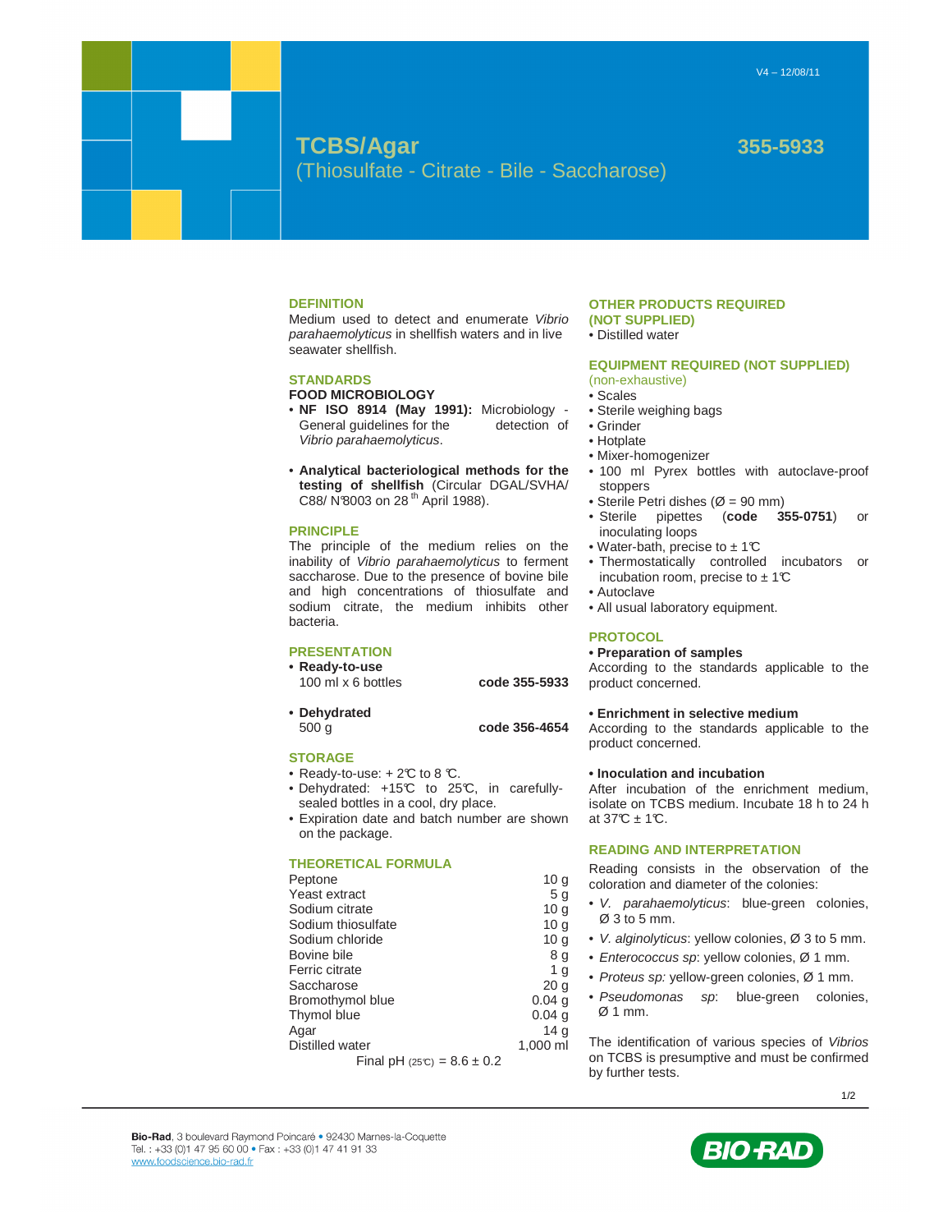V4 – 12/08/11

# TCBS/Agar

## (Thiosulfate - Citrate - Bile - Saccharose)

**355-5933**

## DEFINITION

Medium used to detect and enumerate *Vibrio parahaemolyticus* in shellfish waters and in live seawater shellfish.

## STANDARDS

**FOOD MICROBIOLOGY**

- **NF ISO 8914 (May 1991):** Microbiology - General guidelines for the detection of *Vibrio parahaemolyticus*.
- **Analytical bacteriological methods for the testing of shellfish** (Circular DGAL/SVHA/ C88/ N°8003 on 28th April 1988).

## PRINCIPLE

The principle of the medium relies on the inability of *Vibrio parahaemolyticus* to ferment saccharose. Due to the presence of bovine bile and high concentrations of thiosulfate and sodium citrate, the medium inhibits other bacteria.

## PRESENTATION

- **Ready-to-use**
  100 ml x 6 bottles — **code 355-5933**
- **Dehydrated**
  500 g — **code 356-4654**

## STORAGE

- Ready-to-use: + 2°C to 8 °C.
- Dehydrated: +15°C to 25°C, in carefully-sealed bottles in a cool, dry place.
- Expiration date and batch number are shown on the package.

## THEORETICAL FORMULA

| Component | Quantity |
|---|---|
| Peptone | 10 g |
| Yeast extract | 5 g |
| Sodium citrate | 10 g |
| Sodium thiosulfate | 10 g |
| Sodium chloride | 10 g |
| Bovine bile | 8 g |
| Ferric citrate | 1 g |
| Saccharose | 20 g |
| Bromothymol blue | 0.04 g |
| Thymol blue | 0.04 g |
| Agar | 14 g |
| Distilled water | 1,000 ml |

Final pH (25°C) = 8.6 ± 0.2

## OTHER PRODUCTS REQUIRED (NOT SUPPLIED)

- Distilled water

## EQUIPMENT REQUIRED (NOT SUPPLIED)

(non-exhaustive)

- Scales
- Sterile weighing bags
- Grinder
- Hotplate
- Mixer-homogenizer
- 100 ml Pyrex bottles with autoclave-proof stoppers
- Sterile Petri dishes (Ø = 90 mm)
- Sterile pipettes (**code 355-0751**) or inoculating loops
- Water-bath, precise to ± 1°C
- Thermostatically controlled incubators or incubation room, precise to ± 1°C
- Autoclave
- All usual laboratory equipment.

## PROTOCOL

**• Preparation of samples**

According to the standards applicable to the product concerned.

**• Enrichment in selective medium**

According to the standards applicable to the product concerned.

**• Inoculation and incubation**

After incubation of the enrichment medium, isolate on TCBS medium. Incubate 18 h to 24 h at 37°C ± 1°C.

## READING AND INTERPRETATION

Reading consists in the observation of the coloration and diameter of the colonies:

- *V. parahaemolyticus*: blue-green colonies, Ø 3 to 5 mm.
- *V. alginolyticus*: yellow colonies, Ø 3 to 5 mm.
- *Enterococcus sp*: yellow colonies, Ø 1 mm.
- *Proteus sp:* yellow-green colonies, Ø 1 mm.
- *Pseudomonas sp*: blue-green colonies, Ø 1 mm.

The identification of various species of *Vibrios* on TCBS is presumptive and must be confirmed by further tests.

**Bio-Rad**, 3 boulevard Raymond Poincaré • 92430 Marnes-la-Coquette
Tel. : +33 (0)1 47 95 60 00 • Fax : +33 (0)1 47 41 91 33
www.foodscience.bio-rad.fr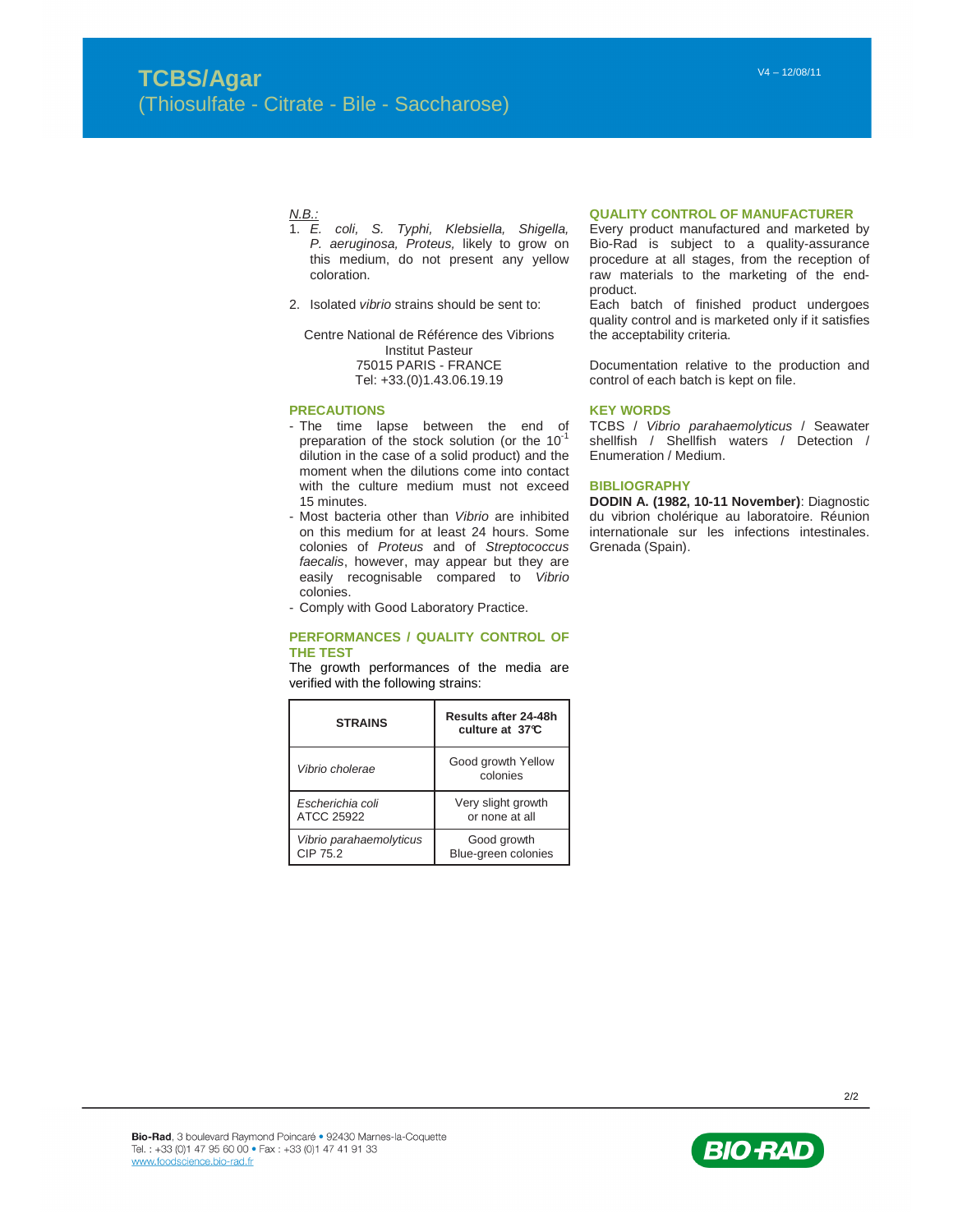# TCBS/Agar

(Thiosulfate - Citrate - Bile - Saccharose)

V4 – 12/08/11

*N.B.:*

1. *E. coli, S. Typhi, Klebsiella, Shigella, P. aeruginosa, Proteus,* likely to grow on this medium, do not present any yellow coloration.

2. Isolated *vibrio* strains should be sent to:

   Centre National de Référence des Vibrions
   Institut Pasteur
   75015 PARIS - FRANCE
   Tel: +33.(0)1.43.06.19.19

## PRECAUTIONS

- The time lapse between the end of preparation of the stock solution (or the $10^{-1}$ dilution in the case of a solid product) and the moment when the dilutions come into contact with the culture medium must not exceed 15 minutes.
- Most bacteria other than *Vibrio* are inhibited on this medium for at least 24 hours. Some colonies of *Proteus* and of *Streptococcus faecalis*, however, may appear but they are easily recognisable compared to *Vibrio* colonies.
- Comply with Good Laboratory Practice.

## PERFORMANCES / QUALITY CONTROL OF THE TEST

The growth performances of the media are verified with the following strains:

| STRAINS | Results after 24-48h culture at 37°C |
|---|---|
| *Vibrio cholerae* | Good growth Yellow colonies |
| *Escherichia coli* ATCC 25922 | Very slight growth or none at all |
| *Vibrio parahaemolyticus* CIP 75.2 | Good growth Blue-green colonies |

## QUALITY CONTROL OF MANUFACTURER

Every product manufactured and marketed by Bio-Rad is subject to a quality-assurance procedure at all stages, from the reception of raw materials to the marketing of the end-product.
Each batch of finished product undergoes quality control and is marketed only if it satisfies the acceptability criteria.

Documentation relative to the production and control of each batch is kept on file.

## KEY WORDS

TCBS / *Vibrio parahaemolyticus* / Seawater shellfish / Shellfish waters / Detection / Enumeration / Medium.

## BIBLIOGRAPHY

**DODIN A. (1982, 10-11 November)**: Diagnostic du vibrion cholérique au laboratoire. Réunion internationale sur les infections intestinales. Grenada (Spain).

**Bio-Rad**, 3 boulevard Raymond Poincaré • 92430 Marnes-la-Coquette
Tel. : +33 (0)1 47 95 60 00 • Fax : +33 (0)1 47 41 91 33
www.foodscience.bio-rad.fr